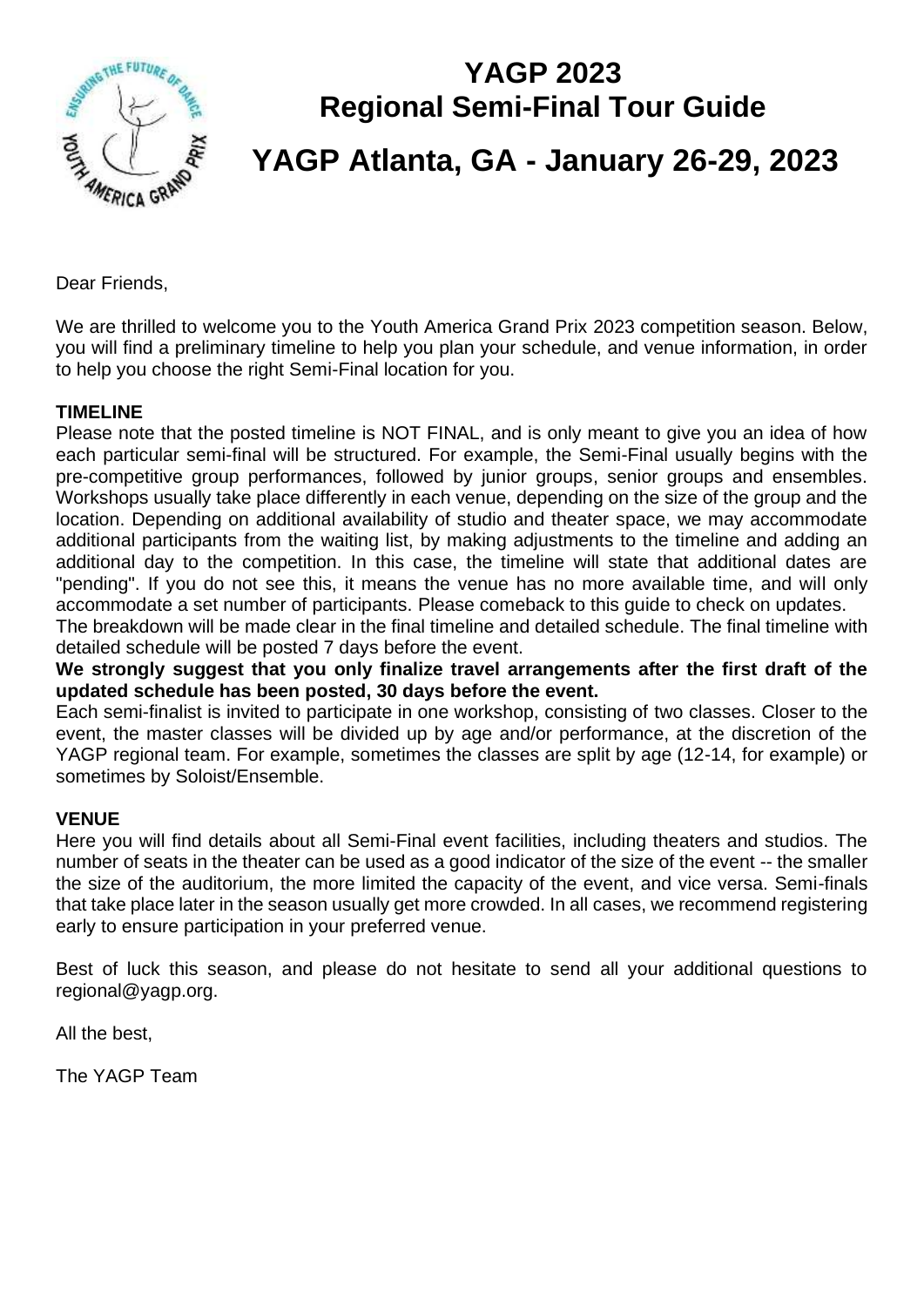# YAGP 2023
## Regional Semi-Final Tour Guide

# YAGP Atlanta, GA - January 26-29, 2023

Dear Friends,

We are thrilled to welcome you to the Youth America Grand Prix 2023 competition season. Below, you will find a preliminary timeline to help you plan your schedule, and venue information, in order to help you choose the right Semi-Final location for you.

**TIMELINE**

Please note that the posted timeline is NOT FINAL, and is only meant to give you an idea of how each particular semi-final will be structured. For example, the Semi-Final usually begins with the pre-competitive group performances, followed by junior groups, senior groups and ensembles. Workshops usually take place differently in each venue, depending on the size of the group and the location. Depending on additional availability of studio and theater space, we may accommodate additional participants from the waiting list, by making adjustments to the timeline and adding an additional day to the competition. In this case, the timeline will state that additional dates are "pending". If you do not see this, it means the venue has no more available time, and will only accommodate a set number of participants. Please comeback to this guide to check on updates.
The breakdown will be made clear in the final timeline and detailed schedule. The final timeline with detailed schedule will be posted 7 days before the event.

**We strongly suggest that you only finalize travel arrangements after the first draft of the updated schedule has been posted, 30 days before the event.**

Each semi-finalist is invited to participate in one workshop, consisting of two classes. Closer to the event, the master classes will be divided up by age and/or performance, at the discretion of the YAGP regional team. For example, sometimes the classes are split by age (12-14, for example) or sometimes by Soloist/Ensemble.

**VENUE**

Here you will find details about all Semi-Final event facilities, including theaters and studios. The number of seats in the theater can be used as a good indicator of the size of the event -- the smaller the size of the auditorium, the more limited the capacity of the event, and vice versa. Semi-finals that take place later in the season usually get more crowded. In all cases, we recommend registering early to ensure participation in your preferred venue.

Best of luck this season, and please do not hesitate to send all your additional questions to regional@yagp.org.

All the best,

The YAGP Team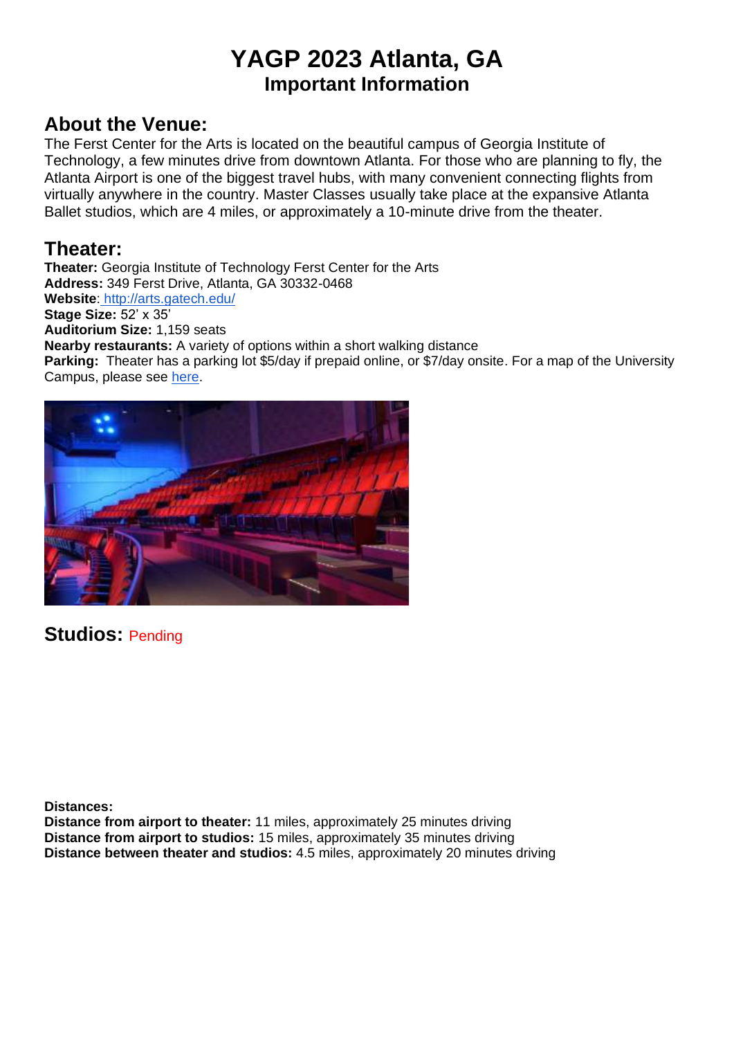# YAGP 2023 Atlanta, GA

## Important Information

## About the Venue:

The Ferst Center for the Arts is located on the beautiful campus of Georgia Institute of Technology, a few minutes drive from downtown Atlanta. For those who are planning to fly, the Atlanta Airport is one of the biggest travel hubs, with many convenient connecting flights from virtually anywhere in the country. Master Classes usually take place at the expansive Atlanta Ballet studios, which are 4 miles, or approximately a 10-minute drive from the theater.

## Theater:

**Theater:** Georgia Institute of Technology Ferst Center for the Arts
**Address:** 349 Ferst Drive, Atlanta, GA 30332-0468
**Website**: http://arts.gatech.edu/
**Stage Size:** 52' x 35'
**Auditorium Size:** 1,159 seats
**Nearby restaurants:** A variety of options within a short walking distance
**Parking:** Theater has a parking lot $5/day if prepaid online, or $7/day onsite. For a map of the University Campus, please see here.

## Studios: Pending

**Distances:**
**Distance from airport to theater:** 11 miles, approximately 25 minutes driving
**Distance from airport to studios:** 15 miles, approximately 35 minutes driving
**Distance between theater and studios:** 4.5 miles, approximately 20 minutes driving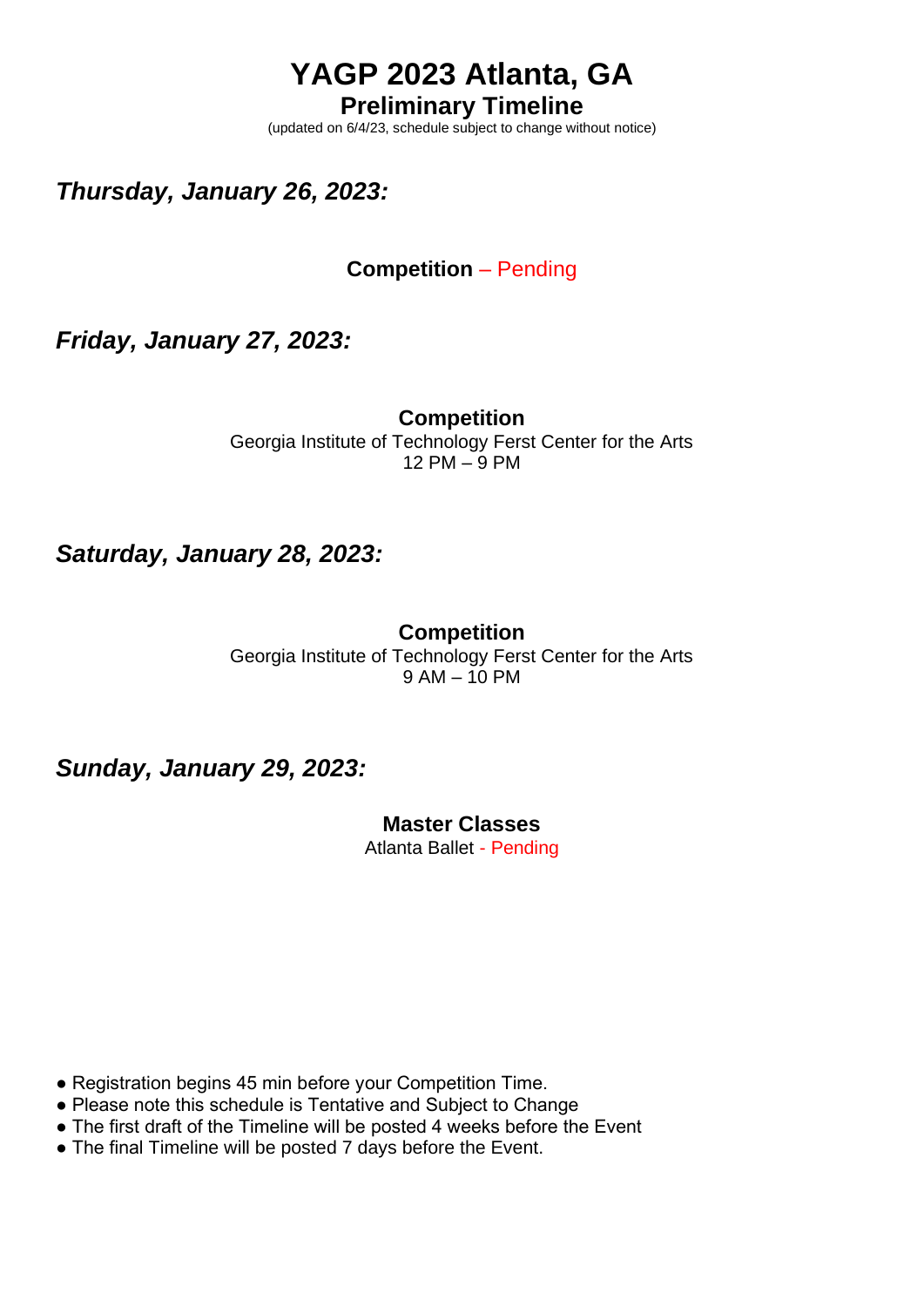# YAGP 2023 Atlanta, GA

## Preliminary Timeline

(updated on 6/4/23, schedule subject to change without notice)

### *Thursday, January 26, 2023:*

**Competition** – Pending

### *Friday, January 27, 2023:*

**Competition**
Georgia Institute of Technology Ferst Center for the Arts
12 PM – 9 PM

### *Saturday, January 28, 2023:*

**Competition**
Georgia Institute of Technology Ferst Center for the Arts
9 AM – 10 PM

### *Sunday, January 29, 2023:*

**Master Classes**
Atlanta Ballet - Pending

- Registration begins 45 min before your Competition Time.
- Please note this schedule is Tentative and Subject to Change
- The first draft of the Timeline will be posted 4 weeks before the Event
- The final Timeline will be posted 7 days before the Event.